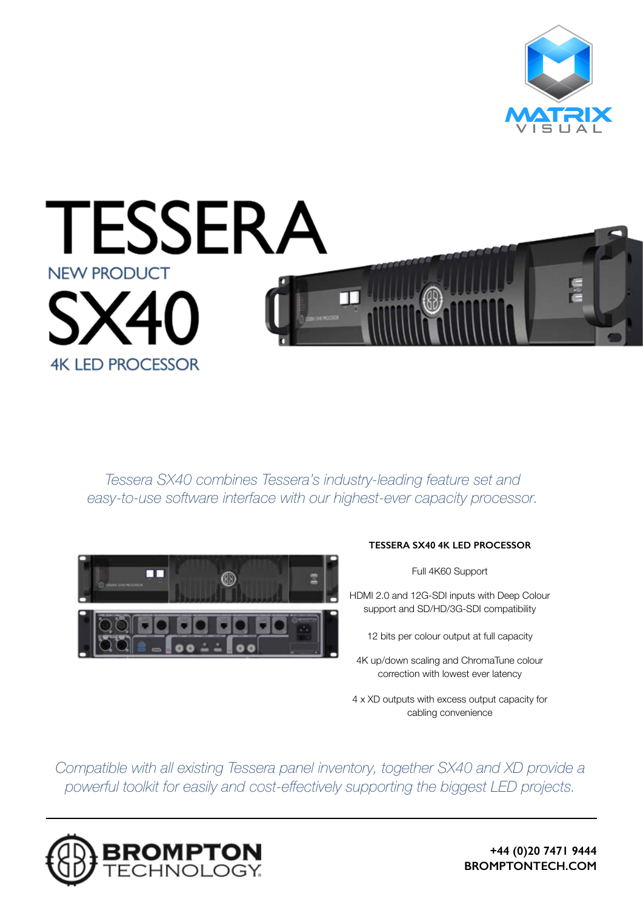MATRIX VISUAL

# TESSERA

NEW PRODUCT

# SX40

4K LED PROCESSOR

*Tessera SX40 combines Tessera's industry-leading feature set and easy-to-use software interface with our highest-ever capacity processor.*

**TESSERA SX40 4K LED PROCESSOR**

Full 4K60 Support

HDMI 2.0 and 12G-SDI inputs with Deep Colour support and SD/HD/3G-SDI compatibility

12 bits per colour output at full capacity

4K up/down scaling and ChromaTune colour correction with lowest ever latency

4 x XD outputs with excess output capacity for cabling convenience

*Compatible with all existing Tessera panel inventory, together SX40 and XD provide a powerful toolkit for easily and cost-effectively supporting the biggest LED projects.*

---

BROMPTON TECHNOLOGY

**+44 (0)20 7471 9444**
**BROMPTONTECH.COM**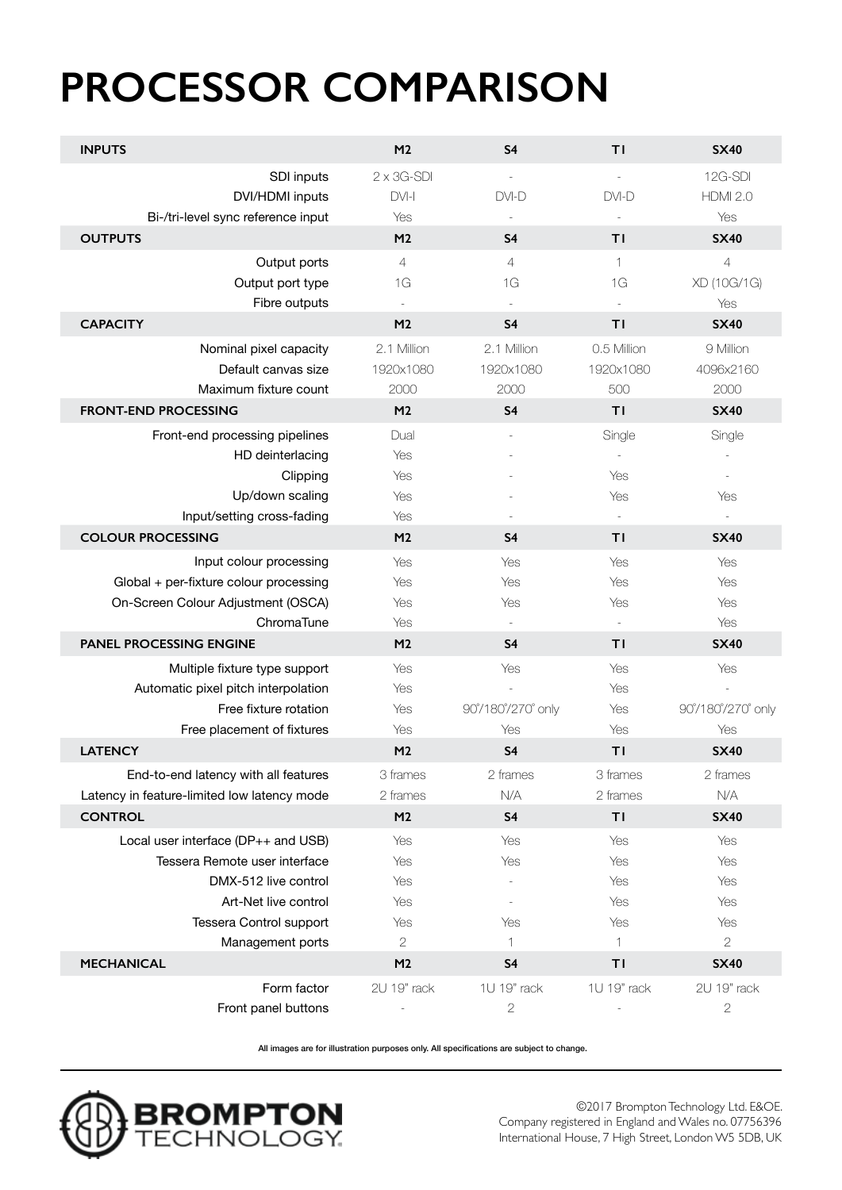# PROCESSOR COMPARISON

| INPUTS | M2 | S4 | T1 | SX40 |
|---|---|---|---|---|
| SDI inputs | 2 x 3G-SDI | - | - | 12G-SDI |
| DVI/HDMI inputs | DVI-I | DVI-D | DVI-D | HDMI 2.0 |
| Bi-/tri-level sync reference input | Yes | - | - | Yes |
| **OUTPUTS** | **M2** | **S4** | **T1** | **SX40** |
| Output ports | 4 | 4 | 1 | 4 |
| Output port type | 1G | 1G | 1G | XD (10G/1G) |
| Fibre outputs | - | - | - | Yes |
| **CAPACITY** | **M2** | **S4** | **T1** | **SX40** |
| Nominal pixel capacity | 2.1 Million | 2.1 Million | 0.5 Million | 9 Million |
| Default canvas size | 1920x1080 | 1920x1080 | 1920x1080 | 4096x2160 |
| Maximum fixture count | 2000 | 2000 | 500 | 2000 |
| **FRONT-END PROCESSING** | **M2** | **S4** | **T1** | **SX40** |
| Front-end processing pipelines | Dual | - | Single | Single |
| HD deinterlacing | Yes | - | - | - |
| Clipping | Yes | - | Yes | - |
| Up/down scaling | Yes | - | Yes | Yes |
| Input/setting cross-fading | Yes | - | - | - |
| **COLOUR PROCESSING** | **M2** | **S4** | **T1** | **SX40** |
| Input colour processing | Yes | Yes | Yes | Yes |
| Global + per-fixture colour processing | Yes | Yes | Yes | Yes |
| On-Screen Colour Adjustment (OSCA) | Yes | Yes | Yes | Yes |
| ChromaTune | Yes | - | - | Yes |
| **PANEL PROCESSING ENGINE** | **M2** | **S4** | **T1** | **SX40** |
| Multiple fixture type support | Yes | Yes | Yes | Yes |
| Automatic pixel pitch interpolation | Yes | - | Yes | - |
| Free fixture rotation | Yes | 90°/180°/270° only | Yes | 90°/180°/270° only |
| Free placement of fixtures | Yes | Yes | Yes | Yes |
| **LATENCY** | **M2** | **S4** | **T1** | **SX40** |
| End-to-end latency with all features | 3 frames | 2 frames | 3 frames | 2 frames |
| Latency in feature-limited low latency mode | 2 frames | N/A | 2 frames | N/A |
| **CONTROL** | **M2** | **S4** | **T1** | **SX40** |
| Local user interface (DP++ and USB) | Yes | Yes | Yes | Yes |
| Tessera Remote user interface | Yes | Yes | Yes | Yes |
| DMX-512 live control | Yes | - | Yes | Yes |
| Art-Net live control | Yes | - | Yes | Yes |
| Tessera Control support | Yes | Yes | Yes | Yes |
| Management ports | 2 | 1 | 1 | 2 |
| **MECHANICAL** | **M2** | **S4** | **T1** | **SX40** |
| Form factor | 2U 19" rack | 1U 19" rack | 1U 19" rack | 2U 19" rack |
| Front panel buttons | - | 2 | - | 2 |

All images are for illustration purposes only. All specifications are subject to change.

BROMPTON TECHNOLOGY

©2017 Brompton Technology Ltd. E&OE.
Company registered in England and Wales no. 07756396
International House, 7 High Street, London W5 5DB, UK